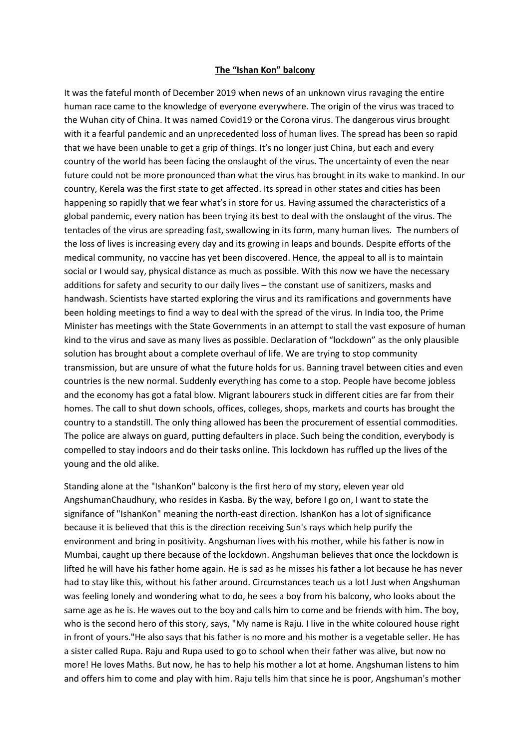**The "Ishan Kon" balcony**

It was the fateful month of December 2019 when news of an unknown virus ravaging the entire human race came to the knowledge of everyone everywhere. The origin of the virus was traced to the Wuhan city of China. It was named Covid19 or the Corona virus. The dangerous virus brought with it a fearful pandemic and an unprecedented loss of human lives. The spread has been so rapid that we have been unable to get a grip of things. It's no longer just China, but each and every country of the world has been facing the onslaught of the virus. The uncertainty of even the near future could not be more pronounced than what the virus has brought in its wake to mankind. In our country, Kerela was the first state to get affected. Its spread in other states and cities has been happening so rapidly that we fear what's in store for us. Having assumed the characteristics of a global pandemic, every nation has been trying its best to deal with the onslaught of the virus. The tentacles of the virus are spreading fast, swallowing in its form, many human lives. The numbers of the loss of lives is increasing every day and its growing in leaps and bounds. Despite efforts of the medical community, no vaccine has yet been discovered. Hence, the appeal to all is to maintain social or I would say, physical distance as much as possible. With this now we have the necessary additions for safety and security to our daily lives – the constant use of sanitizers, masks and handwash. Scientists have started exploring the virus and its ramifications and governments have been holding meetings to find a way to deal with the spread of the virus. In India too, the Prime Minister has meetings with the State Governments in an attempt to stall the vast exposure of human kind to the virus and save as many lives as possible. Declaration of "lockdown" as the only plausible solution has brought about a complete overhaul of life. We are trying to stop community transmission, but are unsure of what the future holds for us. Banning travel between cities and even countries is the new normal. Suddenly everything has come to a stop. People have become jobless and the economy has got a fatal blow. Migrant labourers stuck in different cities are far from their homes. The call to shut down schools, offices, colleges, shops, markets and courts has brought the country to a standstill. The only thing allowed has been the procurement of essential commodities. The police are always on guard, putting defaulters in place. Such being the condition, everybody is compelled to stay indoors and do their tasks online. This lockdown has ruffled up the lives of the young and the old alike.

Standing alone at the "IshanKon" balcony is the first hero of my story, eleven year old AngshumanChaudhury, who resides in Kasba. By the way, before I go on, I want to state the signifance of "IshanKon" meaning the north-east direction. IshanKon has a lot of significance because it is believed that this is the direction receiving Sun's rays which help purify the environment and bring in positivity. Angshuman lives with his mother, while his father is now in Mumbai, caught up there because of the lockdown. Angshuman believes that once the lockdown is lifted he will have his father home again. He is sad as he misses his father a lot because he has never had to stay like this, without his father around. Circumstances teach us a lot! Just when Angshuman was feeling lonely and wondering what to do, he sees a boy from his balcony, who looks about the same age as he is. He waves out to the boy and calls him to come and be friends with him. The boy, who is the second hero of this story, says, "My name is Raju. I live in the white coloured house right in front of yours."He also says that his father is no more and his mother is a vegetable seller. He has a sister called Rupa. Raju and Rupa used to go to school when their father was alive, but now no more! He loves Maths. But now, he has to help his mother a lot at home. Angshuman listens to him and offers him to come and play with him. Raju tells him that since he is poor, Angshuman's mother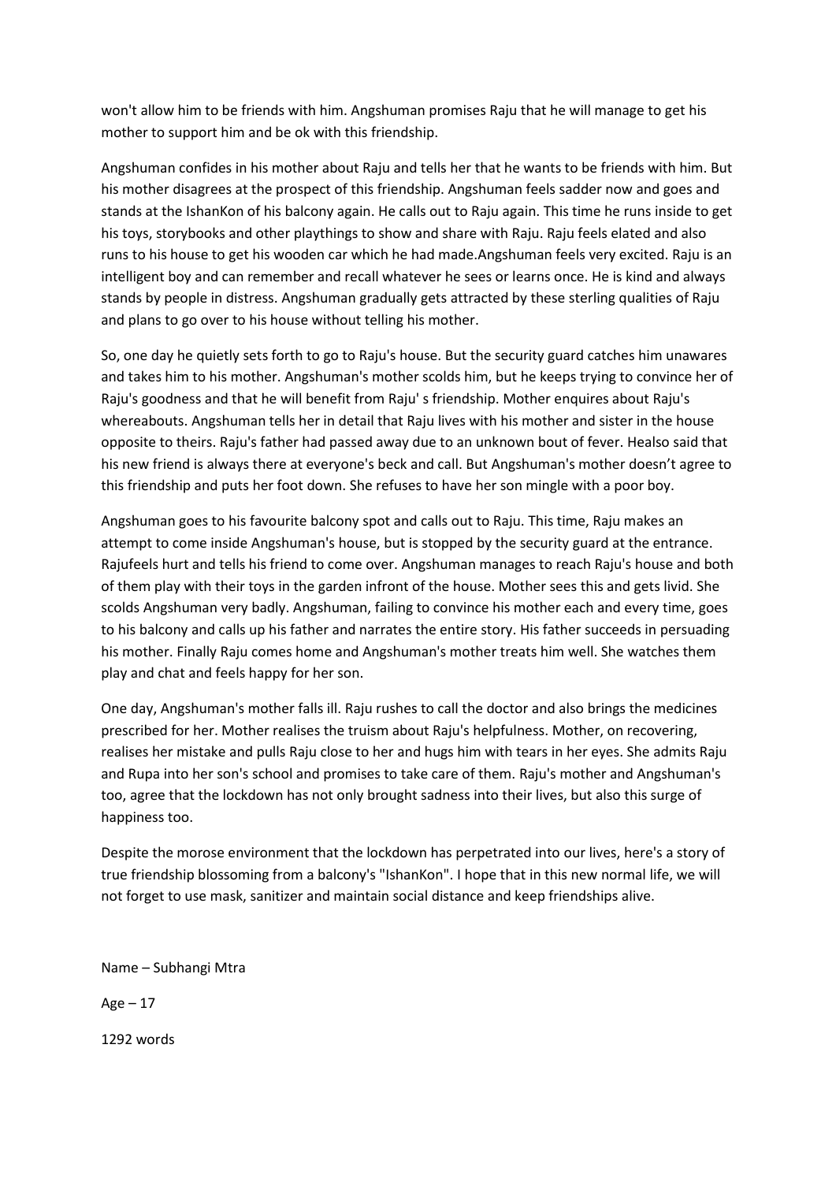won't allow him to be friends with him. Angshuman promises Raju that he will manage to get his mother to support him and be ok with this friendship.

Angshuman confides in his mother about Raju and tells her that he wants to be friends with him. But his mother disagrees at the prospect of this friendship. Angshuman feels sadder now and goes and stands at the IshanKon of his balcony again. He calls out to Raju again. This time he runs inside to get his toys, storybooks and other playthings to show and share with Raju. Raju feels elated and also runs to his house to get his wooden car which he had made.Angshuman feels very excited. Raju is an intelligent boy and can remember and recall whatever he sees or learns once. He is kind and always stands by people in distress. Angshuman gradually gets attracted by these sterling qualities of Raju and plans to go over to his house without telling his mother.

So, one day he quietly sets forth to go to Raju's house. But the security guard catches him unawares and takes him to his mother. Angshuman's mother scolds him, but he keeps trying to convince her of Raju's goodness and that he will benefit from Raju' s friendship. Mother enquires about Raju's whereabouts. Angshuman tells her in detail that Raju lives with his mother and sister in the house opposite to theirs. Raju's father had passed away due to an unknown bout of fever. Healso said that his new friend is always there at everyone's beck and call. But Angshuman's mother doesn't agree to this friendship and puts her foot down. She refuses to have her son mingle with a poor boy.

Angshuman goes to his favourite balcony spot and calls out to Raju. This time, Raju makes an attempt to come inside Angshuman's house, but is stopped by the security guard at the entrance. Rajufeels hurt and tells his friend to come over. Angshuman manages to reach Raju's house and both of them play with their toys in the garden infront of the house. Mother sees this and gets livid. She scolds Angshuman very badly. Angshuman, failing to convince his mother each and every time, goes to his balcony and calls up his father and narrates the entire story. His father succeeds in persuading his mother. Finally Raju comes home and Angshuman's mother treats him well. She watches them play and chat and feels happy for her son.

One day, Angshuman's mother falls ill. Raju rushes to call the doctor and also brings the medicines prescribed for her. Mother realises the truism about Raju's helpfulness. Mother, on recovering, realises her mistake and pulls Raju close to her and hugs him with tears in her eyes. She admits Raju and Rupa into her son's school and promises to take care of them. Raju's mother and Angshuman's too, agree that the lockdown has not only brought sadness into their lives, but also this surge of happiness too.

Despite the morose environment that the lockdown has perpetrated into our lives, here's a story of true friendship blossoming from a balcony's "IshanKon". I hope that in this new normal life, we will not forget to use mask, sanitizer and maintain social distance and keep friendships alive.

Name – Subhangi Mtra

Age – 17

1292 words